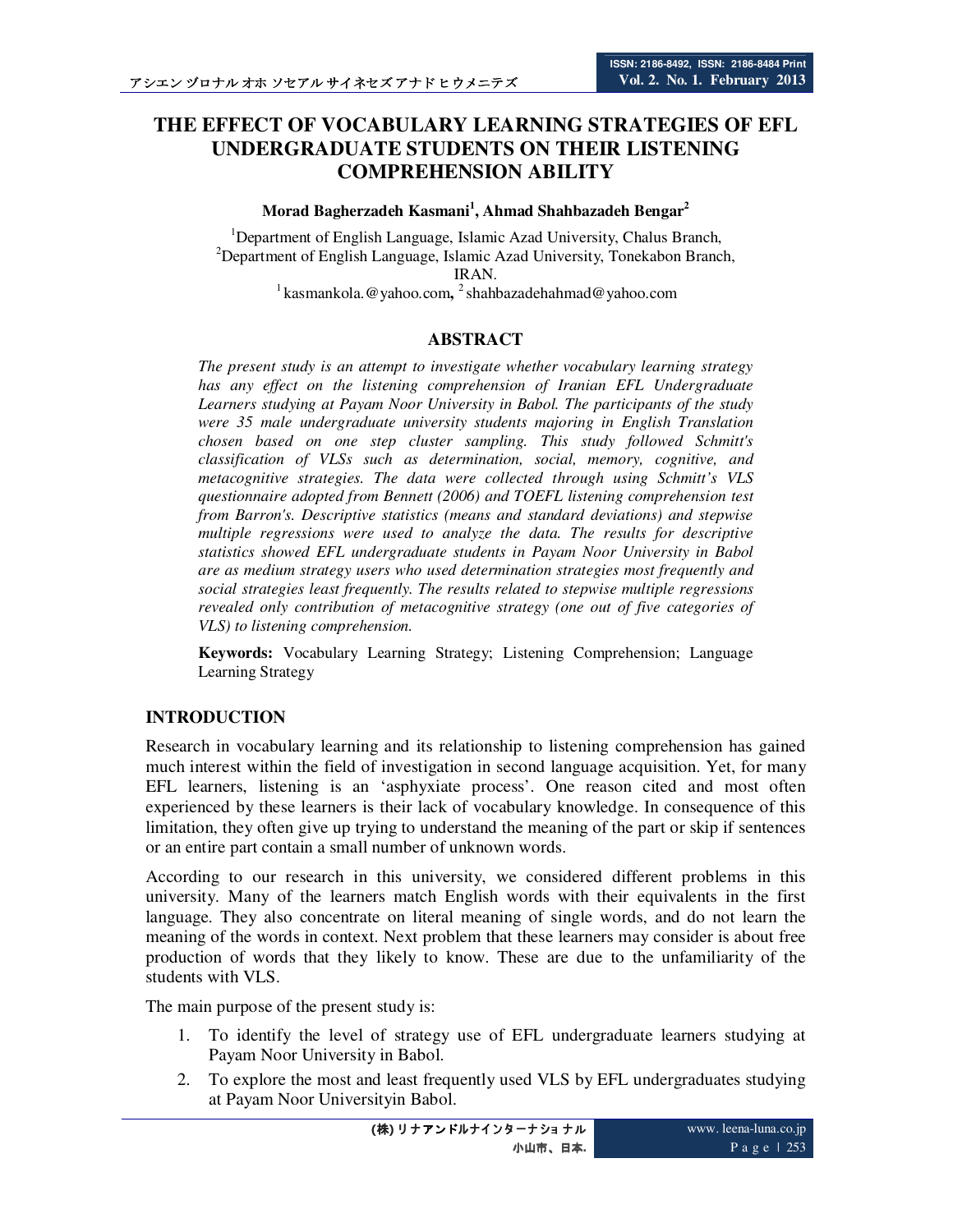# THE EFFECT OF VOCABULARY LEARNING STRATEGIES OF EFL UNDERGRADUATE STUDENTS ON THEIR LISTENING COMPREHENSION ABILITY

**Morad Bagherzadeh Kasmani[1], Ahmad Shahbazadeh Bengar[2]**

[1]Department of English Language, Islamic Azad University, Chalus Branch,
[2]Department of English Language, Islamic Azad University, Tonekabon Branch,
IRAN.
[1] kasmankola.@yahoo.com, [2] shahbazadehahmad@yahoo.com

## ABSTRACT

*The present study is an attempt to investigate whether vocabulary learning strategy has any effect on the listening comprehension of Iranian EFL Undergraduate Learners studying at Payam Noor University in Babol. The participants of the study were 35 male undergraduate university students majoring in English Translation chosen based on one step cluster sampling. This study followed Schmitt's classification of VLSs such as determination, social, memory, cognitive, and metacognitive strategies. The data were collected through using Schmitt's VLS questionnaire adopted from Bennett (2006) and TOEFL listening comprehension test from Barron's. Descriptive statistics (means and standard deviations) and stepwise multiple regressions were used to analyze the data. The results for descriptive statistics showed EFL undergraduate students in Payam Noor University in Babol are as medium strategy users who used determination strategies most frequently and social strategies least frequently. The results related to stepwise multiple regressions revealed only contribution of metacognitive strategy (one out of five categories of VLS) to listening comprehension.*

**Keywords:** Vocabulary Learning Strategy; Listening Comprehension; Language Learning Strategy

## INTRODUCTION

Research in vocabulary learning and its relationship to listening comprehension has gained much interest within the field of investigation in second language acquisition. Yet, for many EFL learners, listening is an 'asphyxiate process'. One reason cited and most often experienced by these learners is their lack of vocabulary knowledge. In consequence of this limitation, they often give up trying to understand the meaning of the part or skip if sentences or an entire part contain a small number of unknown words.

According to our research in this university, we considered different problems in this university. Many of the learners match English words with their equivalents in the first language. They also concentrate on literal meaning of single words, and do not learn the meaning of the words in context. Next problem that these learners may consider is about free production of words that they likely to know. These are due to the unfamiliarity of the students with VLS.

The main purpose of the present study is:

1. To identify the level of strategy use of EFL undergraduate learners studying at Payam Noor University in Babol.
2. To explore the most and least frequently used VLS by EFL undergraduates studying at Payam Noor Universityin Babol.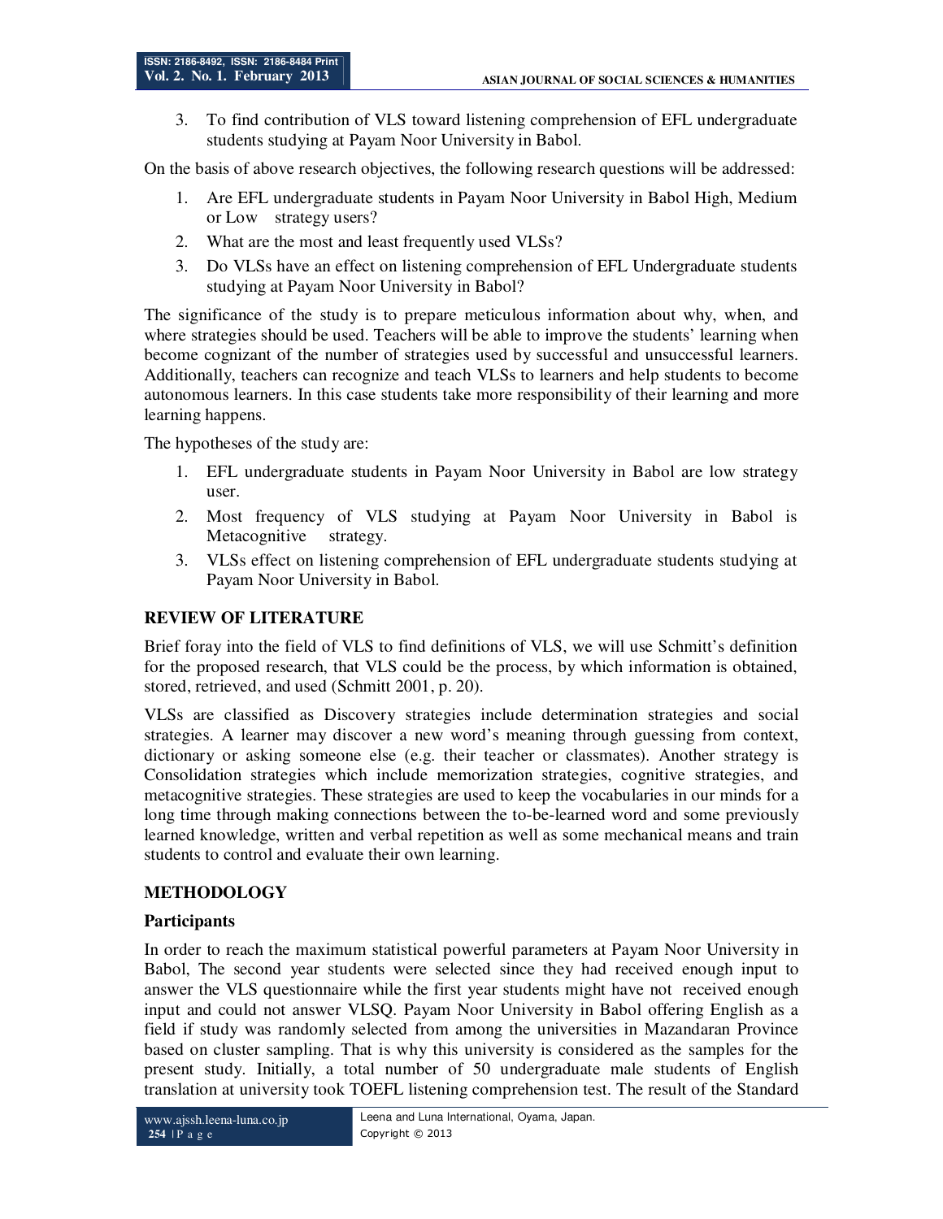3. To find contribution of VLS toward listening comprehension of EFL undergraduate students studying at Payam Noor University in Babol.

On the basis of above research objectives, the following research questions will be addressed:

1. Are EFL undergraduate students in Payam Noor University in Babol High, Medium or Low strategy users?
2. What are the most and least frequently used VLSs?
3. Do VLSs have an effect on listening comprehension of EFL Undergraduate students studying at Payam Noor University in Babol?

The significance of the study is to prepare meticulous information about why, when, and where strategies should be used. Teachers will be able to improve the students' learning when become cognizant of the number of strategies used by successful and unsuccessful learners. Additionally, teachers can recognize and teach VLSs to learners and help students to become autonomous learners. In this case students take more responsibility of their learning and more learning happens.

The hypotheses of the study are:

1. EFL undergraduate students in Payam Noor University in Babol are low strategy user.
2. Most frequency of VLS studying at Payam Noor University in Babol is Metacognitive strategy.
3. VLSs effect on listening comprehension of EFL undergraduate students studying at Payam Noor University in Babol.

## REVIEW OF LITERATURE

Brief foray into the field of VLS to find definitions of VLS, we will use Schmitt's definition for the proposed research, that VLS could be the process, by which information is obtained, stored, retrieved, and used (Schmitt 2001, p. 20).

VLSs are classified as Discovery strategies include determination strategies and social strategies. A learner may discover a new word's meaning through guessing from context, dictionary or asking someone else (e.g. their teacher or classmates). Another strategy is Consolidation strategies which include memorization strategies, cognitive strategies, and metacognitive strategies. These strategies are used to keep the vocabularies in our minds for a long time through making connections between the to-be-learned word and some previously learned knowledge, written and verbal repetition as well as some mechanical means and train students to control and evaluate their own learning.

## METHODOLOGY

### Participants

In order to reach the maximum statistical powerful parameters at Payam Noor University in Babol, The second year students were selected since they had received enough input to answer the VLS questionnaire while the first year students might have not received enough input and could not answer VLSQ. Payam Noor University in Babol offering English as a field if study was randomly selected from among the universities in Mazandaran Province based on cluster sampling. That is why this university is considered as the samples for the present study. Initially, a total number of 50 undergraduate male students of English translation at university took TOEFL listening comprehension test. The result of the Standard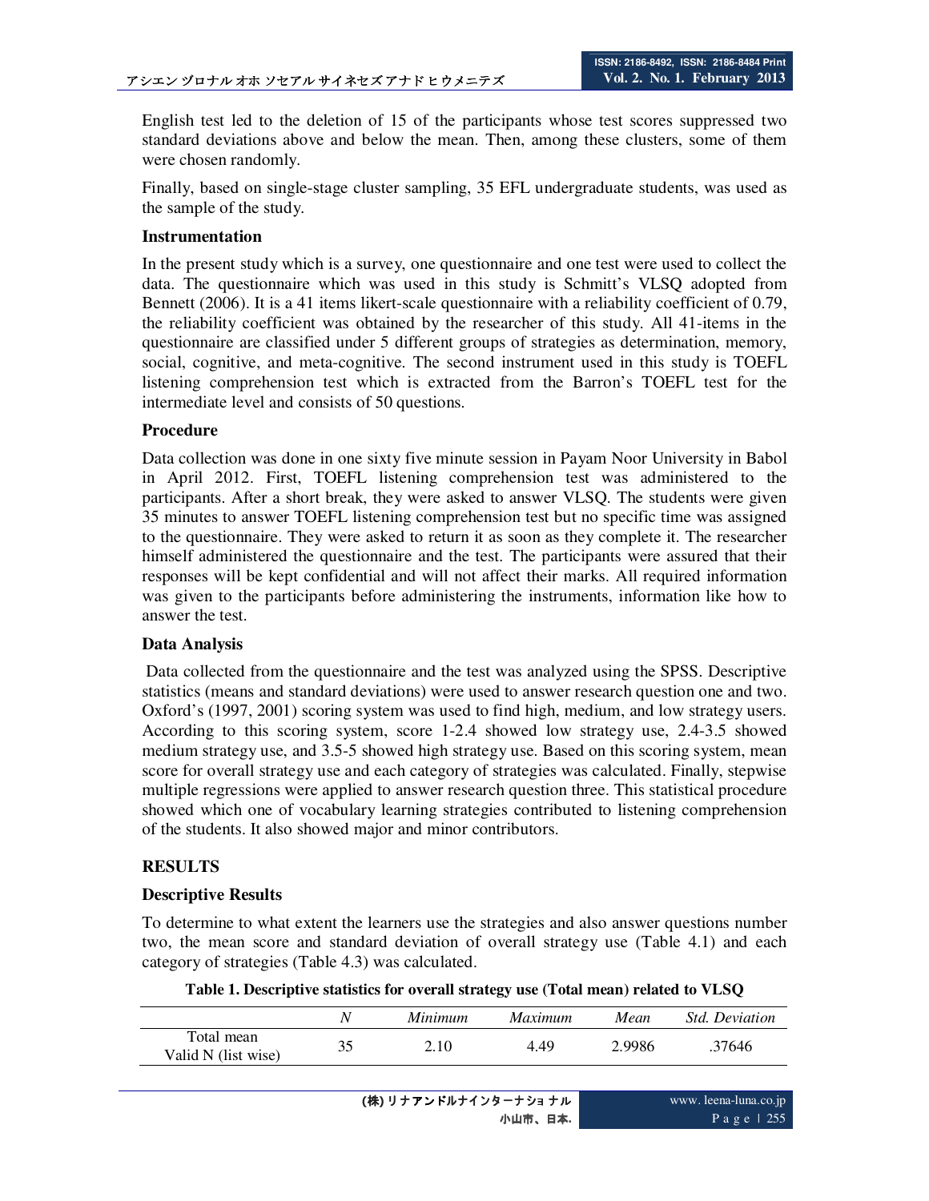English test led to the deletion of 15 of the participants whose test scores suppressed two standard deviations above and below the mean. Then, among these clusters, some of them were chosen randomly.

Finally, based on single-stage cluster sampling, 35 EFL undergraduate students, was used as the sample of the study.

### Instrumentation

In the present study which is a survey, one questionnaire and one test were used to collect the data. The questionnaire which was used in this study is Schmitt's VLSQ adopted from Bennett (2006). It is a 41 items likert-scale questionnaire with a reliability coefficient of 0.79, the reliability coefficient was obtained by the researcher of this study. All 41-items in the questionnaire are classified under 5 different groups of strategies as determination, memory, social, cognitive, and meta-cognitive. The second instrument used in this study is TOEFL listening comprehension test which is extracted from the Barron's TOEFL test for the intermediate level and consists of 50 questions.

### Procedure

Data collection was done in one sixty five minute session in Payam Noor University in Babol in April 2012. First, TOEFL listening comprehension test was administered to the participants. After a short break, they were asked to answer VLSQ. The students were given 35 minutes to answer TOEFL listening comprehension test but no specific time was assigned to the questionnaire. They were asked to return it as soon as they complete it. The researcher himself administered the questionnaire and the test. The participants were assured that their responses will be kept confidential and will not affect their marks. All required information was given to the participants before administering the instruments, information like how to answer the test.

### Data Analysis

Data collected from the questionnaire and the test was analyzed using the SPSS. Descriptive statistics (means and standard deviations) were used to answer research question one and two. Oxford's (1997, 2001) scoring system was used to find high, medium, and low strategy users. According to this scoring system, score 1-2.4 showed low strategy use, 2.4-3.5 showed medium strategy use, and 3.5-5 showed high strategy use. Based on this scoring system, mean score for overall strategy use and each category of strategies was calculated. Finally, stepwise multiple regressions were applied to answer research question three. This statistical procedure showed which one of vocabulary learning strategies contributed to listening comprehension of the students. It also showed major and minor contributors.

## RESULTS

### Descriptive Results

To determine to what extent the learners use the strategies and also answer questions number two, the mean score and standard deviation of overall strategy use (Table 4.1) and each category of strategies (Table 4.3) was calculated.

**Table 1. Descriptive statistics for overall strategy use (Total mean) related to VLSQ**

| | *N* | *Minimum* | *Maximum* | *Mean* | *Std. Deviation* |
|---|---|---|---|---|---|
| Total mean<br>Valid N (list wise) | 35 | 2.10 | 4.49 | 2.9986 | .37646 |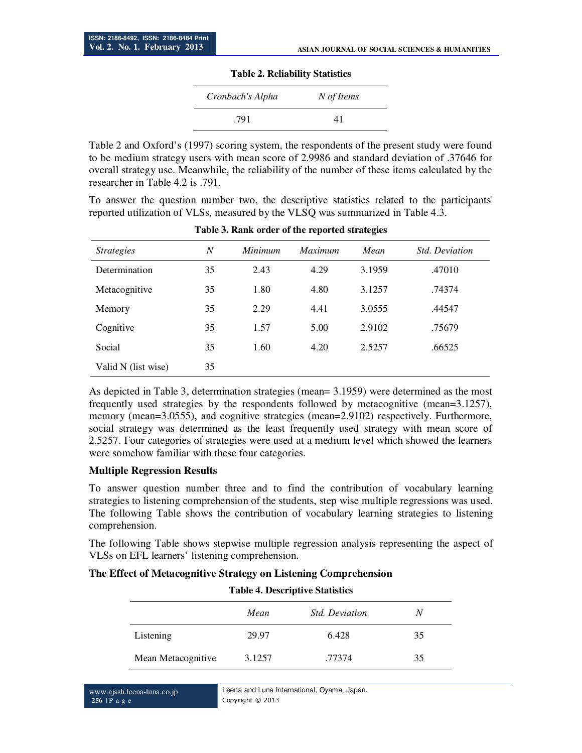**Table 2. Reliability Statistics**

| *Cronbach's Alpha* | *N of Items* |
|---|---|
| .791 | 41 |

Table 2 and Oxford's (1997) scoring system, the respondents of the present study were found to be medium strategy users with mean score of 2.9986 and standard deviation of .37646 for overall strategy use. Meanwhile, the reliability of the number of these items calculated by the researcher in Table 4.2 is .791.

To answer the question number two, the descriptive statistics related to the participants' reported utilization of VLSs, measured by the VLSQ was summarized in Table 4.3.

**Table 3. Rank order of the reported strategies**

| *Strategies* | *N* | *Minimum* | *Maximum* | *Mean* | *Std. Deviation* |
|---|---|---|---|---|---|
| Determination | 35 | 2.43 | 4.29 | 3.1959 | .47010 |
| Metacognitive | 35 | 1.80 | 4.80 | 3.1257 | .74374 |
| Memory | 35 | 2.29 | 4.41 | 3.0555 | .44547 |
| Cognitive | 35 | 1.57 | 5.00 | 2.9102 | .75679 |
| Social | 35 | 1.60 | 4.20 | 2.5257 | .66525 |
| Valid N (list wise) | 35 | | | | |

As depicted in Table 3, determination strategies (mean= 3.1959) were determined as the most frequently used strategies by the respondents followed by metacognitive (mean=3.1257), memory (mean=3.0555), and cognitive strategies (mean=2.9102) respectively. Furthermore, social strategy was determined as the least frequently used strategy with mean score of 2.5257. Four categories of strategies were used at a medium level which showed the learners were somehow familiar with these four categories.

### Multiple Regression Results

To answer question number three and to find the contribution of vocabulary learning strategies to listening comprehension of the students, step wise multiple regressions was used. The following Table shows the contribution of vocabulary learning strategies to listening comprehension.

The following Table shows stepwise multiple regression analysis representing the aspect of VLSs on EFL learners' listening comprehension.

### The Effect of Metacognitive Strategy on Listening Comprehension

**Table 4. Descriptive Statistics**

| | *Mean* | *Std. Deviation* | *N* |
|---|---|---|---|
| Listening | 29.97 | 6.428 | 35 |
| Mean Metacognitive | 3.1257 | .77374 | 35 |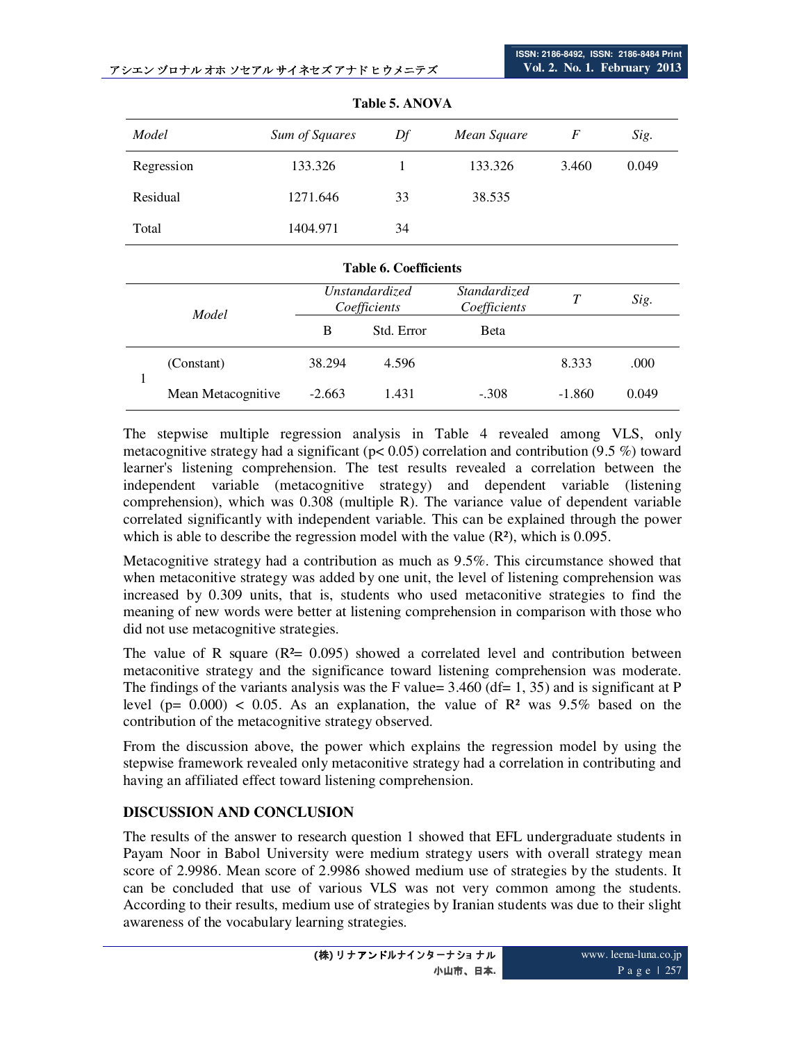**Table 5. ANOVA**

| *Model* | *Sum of Squares* | *Df* | *Mean Square* | *F* | *Sig.* |
|---|---|---|---|---|---|
| Regression | 133.326 | 1 | 133.326 | 3.460 | 0.049 |
| Residual | 1271.646 | 33 | 38.535 | | |
| Total | 1404.971 | 34 | | | |

**Table 6. Coefficients**

| *Model* | | *Unstandardized Coefficients* | | *Standardized Coefficients* | *T* | *Sig.* |
|---|---|---|---|---|---|---|
| | | B | Std. Error | Beta | | |
| 1 | (Constant) | 38.294 | 4.596 | | 8.333 | .000 |
| | Mean Metacognitive | -2.663 | 1.431 | -.308 | -1.860 | 0.049 |

The stepwise multiple regression analysis in Table 4 revealed among VLS, only metacognitive strategy had a significant ($p< 0.05$) correlation and contribution (9.5 %) toward learner's listening comprehension. The test results revealed a correlation between the independent variable (metacognitive strategy) and dependent variable (listening comprehension), which was 0.308 (multiple R). The variance value of dependent variable correlated significantly with independent variable. This can be explained through the power which is able to describe the regression model with the value ($R^2$), which is 0.095.

Metacognitive strategy had a contribution as much as 9.5%. This circumstance showed that when metaconitive strategy was added by one unit, the level of listening comprehension was increased by 0.309 units, that is, students who used metaconitive strategies to find the meaning of new words were better at listening comprehension in comparison with those who did not use metacognitive strategies.

The value of R square ($R^2$= 0.095) showed a correlated level and contribution between metaconitive strategy and the significance toward listening comprehension was moderate. The findings of the variants analysis was the F value= 3.460 (df= 1, 35) and is significant at P level ($p= 0.000$) < 0.05. As an explanation, the value of $R^2$ was 9.5% based on the contribution of the metacognitive strategy observed.

From the discussion above, the power which explains the regression model by using the stepwise framework revealed only metaconitive strategy had a correlation in contributing and having an affiliated effect toward listening comprehension.

## DISCUSSION AND CONCLUSION

The results of the answer to research question 1 showed that EFL undergraduate students in Payam Noor in Babol University were medium strategy users with overall strategy mean score of 2.9986. Mean score of 2.9986 showed medium use of strategies by the students. It can be concluded that use of various VLS was not very common among the students. According to their results, medium use of strategies by Iranian students was due to their slight awareness of the vocabulary learning strategies.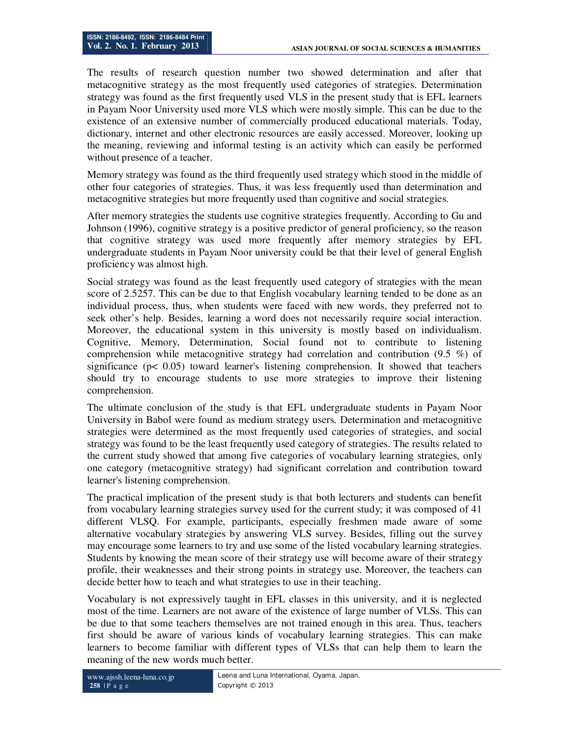The results of research question number two showed determination and after that metacognitive strategy as the most frequently used categories of strategies. Determination strategy was found as the first frequently used VLS in the present study that is EFL learners in Payam Noor University used more VLS which were mostly simple. This can be due to the existence of an extensive number of commercially produced educational materials. Today, dictionary, internet and other electronic resources are easily accessed. Moreover, looking up the meaning, reviewing and informal testing is an activity which can easily be performed without presence of a teacher.

Memory strategy was found as the third frequently used strategy which stood in the middle of other four categories of strategies. Thus, it was less frequently used than determination and metacognitive strategies but more frequently used than cognitive and social strategies.

After memory strategies the students use cognitive strategies frequently. According to Gu and Johnson (1996), cognitive strategy is a positive predictor of general proficiency, so the reason that cognitive strategy was used more frequently after memory strategies by EFL undergraduate students in Payam Noor university could be that their level of general English proficiency was almost high.

Social strategy was found as the least frequently used category of strategies with the mean score of 2.5257. This can be due to that English vocabulary learning tended to be done as an individual process, thus, when students were faced with new words, they preferred not to seek other's help. Besides, learning a word does not necessarily require social interaction. Moreover, the educational system in this university is mostly based on individualism. Cognitive, Memory, Determination, Social found not to contribute to listening comprehension while metacognitive strategy had correlation and contribution (9.5 %) of significance ($p < 0.05$) toward learner's listening comprehension. It showed that teachers should try to encourage students to use more strategies to improve their listening comprehension.

The ultimate conclusion of the study is that EFL undergraduate students in Payam Noor University in Babol were found as medium strategy users. Determination and metacognitive strategies were determined as the most frequently used categories of strategies, and social strategy was found to be the least frequently used category of strategies. The results related to the current study showed that among five categories of vocabulary learning strategies, only one category (metacognitive strategy) had significant correlation and contribution toward learner's listening comprehension.

The practical implication of the present study is that both lecturers and students can benefit from vocabulary learning strategies survey used for the current study; it was composed of 41 different VLSQ. For example, participants, especially freshmen made aware of some alternative vocabulary strategies by answering VLS survey. Besides, filling out the survey may encourage some learners to try and use some of the listed vocabulary learning strategies. Students by knowing the mean score of their strategy use will become aware of their strategy profile, their weaknesses and their strong points in strategy use. Moreover, the teachers can decide better how to teach and what strategies to use in their teaching.

Vocabulary is not expressively taught in EFL classes in this university, and it is neglected most of the time. Learners are not aware of the existence of large number of VLSs. This can be due to that some teachers themselves are not trained enough in this area. Thus, teachers first should be aware of various kinds of vocabulary learning strategies. This can make learners to become familiar with different types of VLSs that can help them to learn the meaning of the new words much better.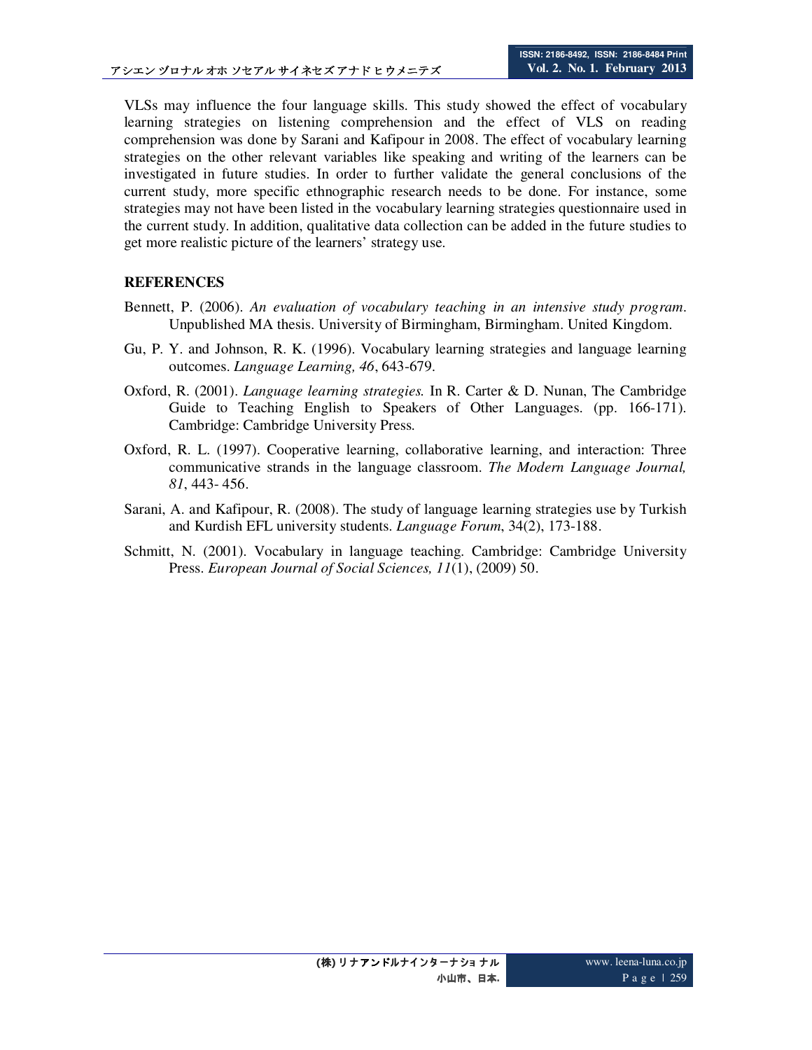VLSs may influence the four language skills. This study showed the effect of vocabulary learning strategies on listening comprehension and the effect of VLS on reading comprehension was done by Sarani and Kafipour in 2008. The effect of vocabulary learning strategies on the other relevant variables like speaking and writing of the learners can be investigated in future studies. In order to further validate the general conclusions of the current study, more specific ethnographic research needs to be done. For instance, some strategies may not have been listed in the vocabulary learning strategies questionnaire used in the current study. In addition, qualitative data collection can be added in the future studies to get more realistic picture of the learners' strategy use.

## REFERENCES

Bennett, P. (2006). *An evaluation of vocabulary teaching in an intensive study program*. Unpublished MA thesis. University of Birmingham, Birmingham. United Kingdom.

Gu, P. Y. and Johnson, R. K. (1996). Vocabulary learning strategies and language learning outcomes. *Language Learning, 46*, 643-679.

Oxford, R. (2001). *Language learning strategies.* In R. Carter & D. Nunan, The Cambridge Guide to Teaching English to Speakers of Other Languages. (pp. 166-171). Cambridge: Cambridge University Press.

Oxford, R. L. (1997). Cooperative learning, collaborative learning, and interaction: Three communicative strands in the language classroom. *The Modern Language Journal, 81*, 443- 456.

Sarani, A. and Kafipour, R. (2008). The study of language learning strategies use by Turkish and Kurdish EFL university students. *Language Forum*, 34(2), 173-188.

Schmitt, N. (2001). Vocabulary in language teaching. Cambridge: Cambridge University Press. *European Journal of Social Sciences, 11*(1), (2009) 50.